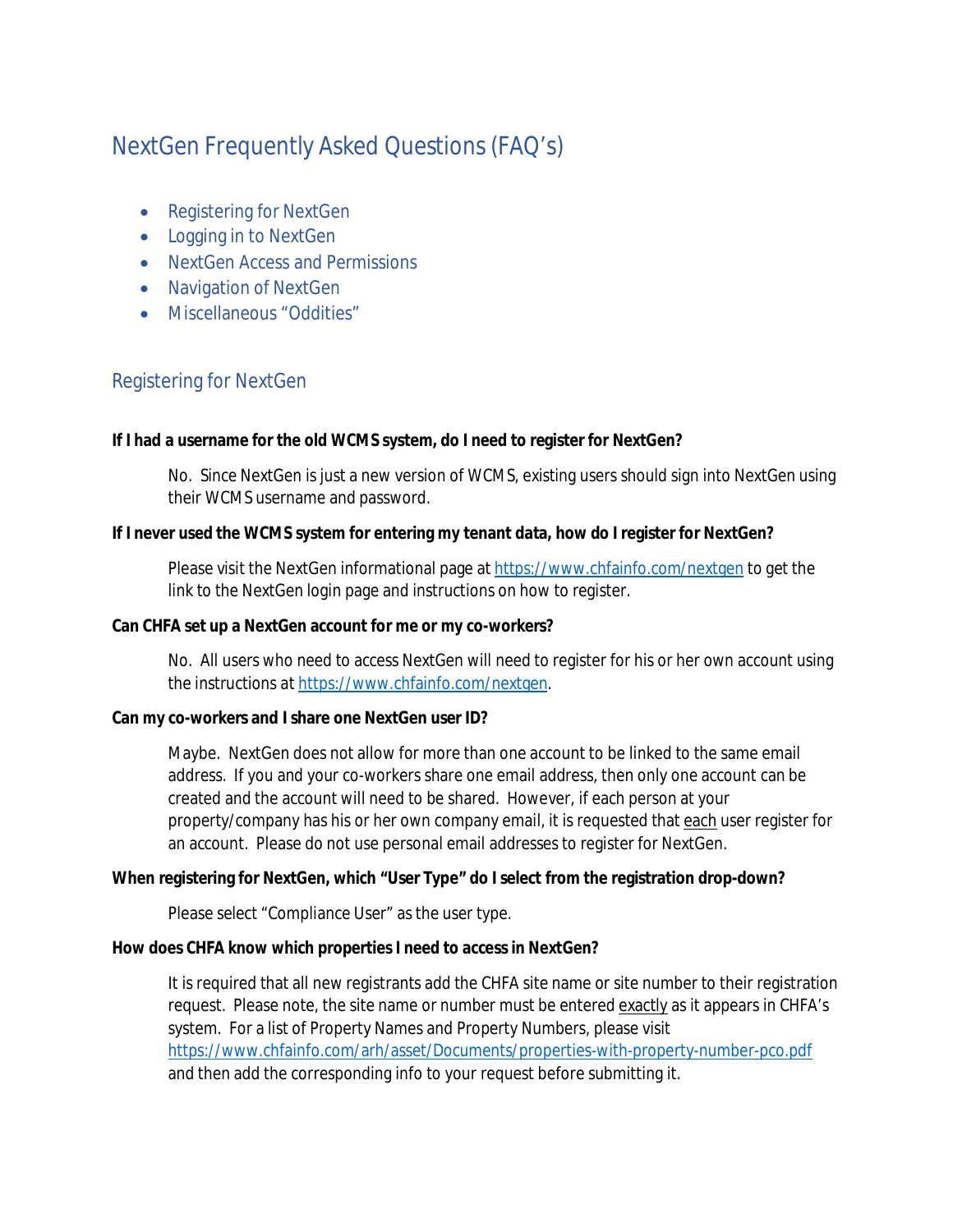# NextGen Frequently Asked Questions (FAQ's)

- Registering for NextGen
- Logging in to NextGen
- NextGen Access and Permissions
- Navigation of NextGen
- Miscellaneous "Oddities"

## Registering for NextGen

**If I had a username for the old WCMS system, do I need to register for NextGen?**

No. Since NextGen is just a new version of WCMS, existing users should sign into NextGen using their WCMS username and password.

**If I never used the WCMS system for entering my tenant data, how do I register for NextGen?**

Please visit the NextGen informational page at https://www.chfainfo.com/nextgen to get the link to the NextGen login page and instructions on how to register.

**Can CHFA set up a NextGen account for me or my co-workers?**

No. All users who need to access NextGen will need to register for his or her own account using the instructions at https://www.chfainfo.com/nextgen.

**Can my co-workers and I share one NextGen user ID?**

Maybe. NextGen does not allow for more than one account to be linked to the same email address. If you and your co-workers share one email address, then only one account can be created and the account will need to be shared. However, if each person at your property/company has his or her own company email, it is requested that each user register for an account. Please do not use personal email addresses to register for NextGen.

**When registering for NextGen, which "User Type" do I select from the registration drop-down?**

Please select "Compliance User" as the user type.

**How does CHFA know which properties I need to access in NextGen?**

It is required that all new registrants add the CHFA site name or site number to their registration request. Please note, the site name or number must be entered exactly as it appears in CHFA's system. For a list of Property Names and Property Numbers, please visit https://www.chfainfo.com/arh/asset/Documents/properties-with-property-number-pco.pdf and then add the corresponding info to your request before submitting it.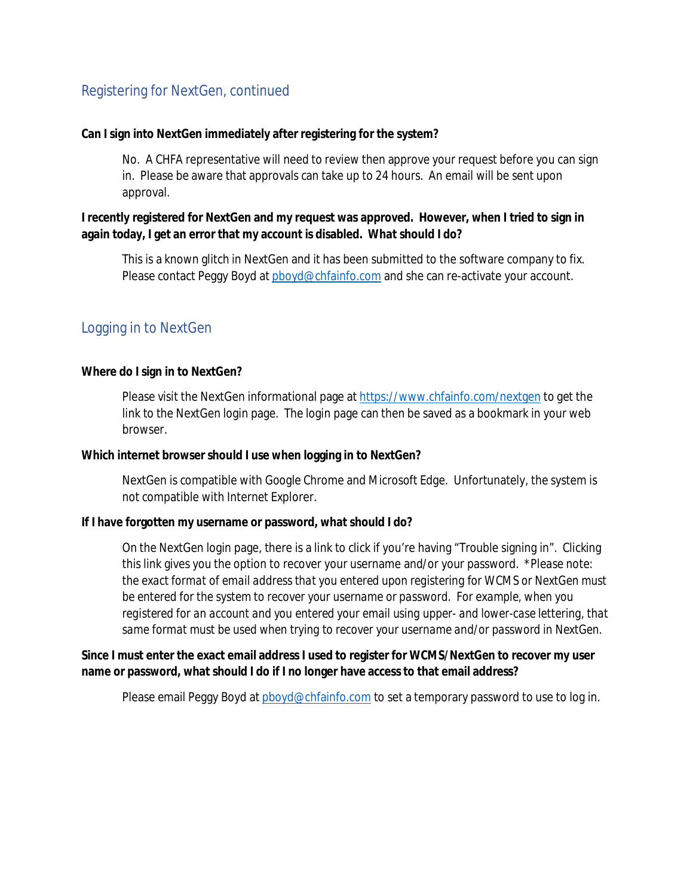## Registering for NextGen, continued

**Can I sign into NextGen immediately after registering for the system?**

No. A CHFA representative will need to review then approve your request before you can sign in. Please be aware that approvals can take up to 24 hours. An email will be sent upon approval.

**I recently registered for NextGen and my request was approved. However, when I tried to sign in again today, I get an error that my account is disabled. What should I do?**

This is a known glitch in NextGen and it has been submitted to the software company to fix. Please contact Peggy Boyd at [pboyd@chfainfo.com](mailto:pboyd@chfainfo.com) and she can re-activate your account.

## Logging in to NextGen

**Where do I sign in to NextGen?**

Please visit the NextGen informational page at [https://www.chfainfo.com/nextgen](https://www.chfainfo.com/nextgen) to get the link to the NextGen login page. The login page can then be saved as a bookmark in your web browser.

**Which internet browser should I use when logging in to NextGen?**

NextGen is compatible with Google Chrome and Microsoft Edge. Unfortunately, the system is not compatible with Internet Explorer.

**If I have forgotten my username or password, what should I do?**

On the NextGen login page, there is a link to click if you're having "Trouble signing in". Clicking this link gives you the option to recover your username and/or your password. **Please note: the exact format of email address that you entered upon registering for WCMS or NextGen must be entered for the system to recover your username or password. For example, when you registered for an account and you entered your email using upper- and lower-case lettering, that same format must be used when trying to recover your username and/or password in NextGen.*

**Since I must enter the exact email address I used to register for WCMS/NextGen to recover my user name or password, what should I do if I no longer have access to that email address?**

Please email Peggy Boyd at [pboyd@chfainfo.com](mailto:pboyd@chfainfo.com) to set a temporary password to use to log in.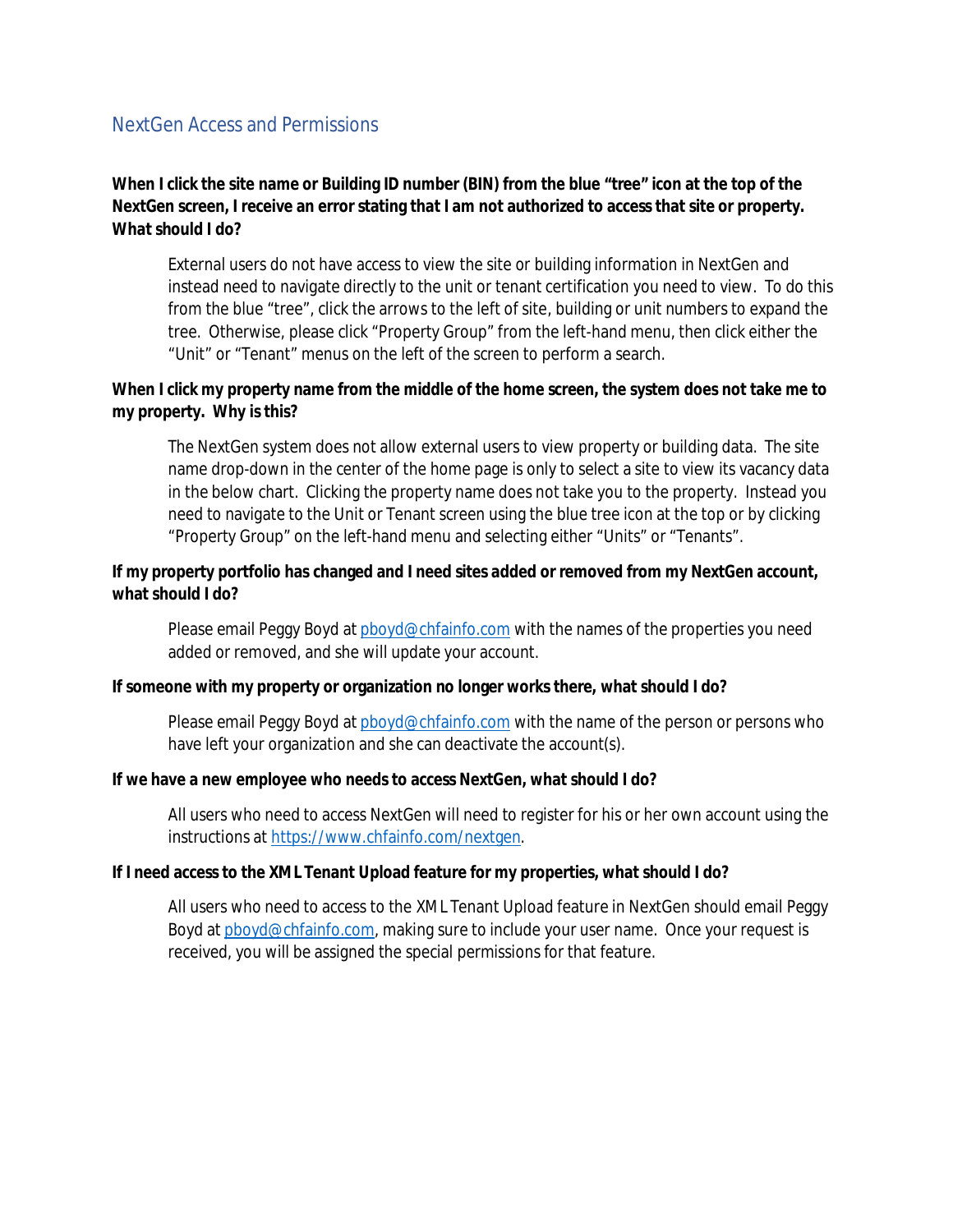## NextGen Access and Permissions

**When I click the site name or Building ID number (BIN) from the blue "tree" icon at the top of the NextGen screen, I receive an error stating that I am not authorized to access that site or property. What should I do?**

External users do not have access to view the site or building information in NextGen and instead need to navigate directly to the unit or tenant certification you need to view. To do this from the blue "tree", click the arrows to the left of site, building or unit numbers to expand the tree. Otherwise, please click "Property Group" from the left-hand menu, then click either the "Unit" or "Tenant" menus on the left of the screen to perform a search.

**When I click my property name from the middle of the home screen, the system does not take me to my property. Why is this?**

The NextGen system does not allow external users to view property or building data. The site name drop-down in the center of the home page is only to select a site to view its vacancy data in the below chart. Clicking the property name does not take you to the property. Instead you need to navigate to the Unit or Tenant screen using the blue tree icon at the top or by clicking "Property Group" on the left-hand menu and selecting either "Units" or "Tenants".

**If my property portfolio has changed and I need sites added or removed from my NextGen account, what should I do?**

Please email Peggy Boyd at pboyd@chfainfo.com with the names of the properties you need added or removed, and she will update your account.

**If someone with my property or organization no longer works there, what should I do?**

Please email Peggy Boyd at pboyd@chfainfo.com with the name of the person or persons who have left your organization and she can deactivate the account(s).

**If we have a new employee who needs to access NextGen, what should I do?**

All users who need to access NextGen will need to register for his or her own account using the instructions at https://www.chfainfo.com/nextgen.

**If I need access to the XML Tenant Upload feature for my properties, what should I do?**

All users who need to access to the XML Tenant Upload feature in NextGen should email Peggy Boyd at pboyd@chfainfo.com, making sure to include your user name. Once your request is received, you will be assigned the special permissions for that feature.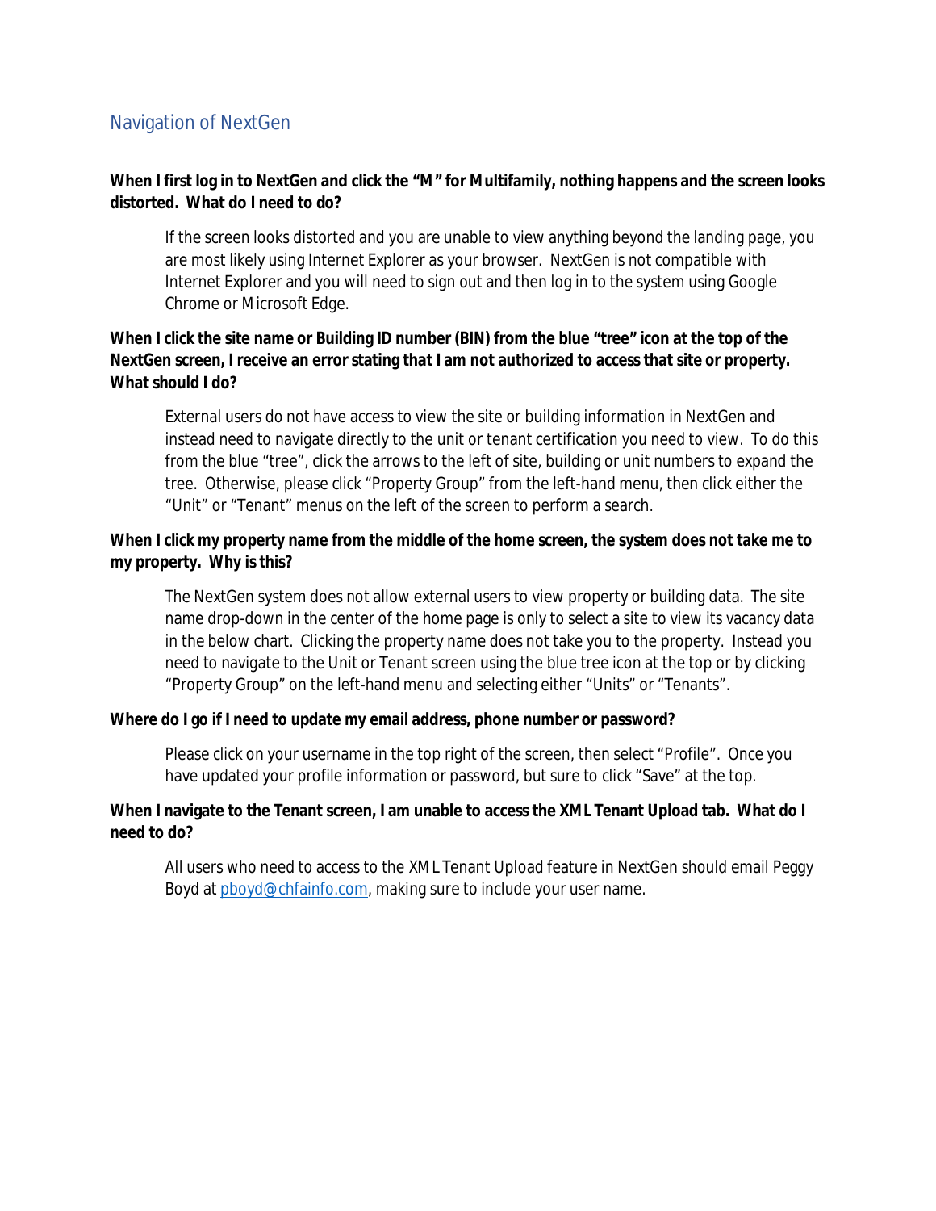## Navigation of NextGen

**When I first log in to NextGen and click the "M" for Multifamily, nothing happens and the screen looks distorted. What do I need to do?**

If the screen looks distorted and you are unable to view anything beyond the landing page, you are most likely using Internet Explorer as your browser. NextGen is not compatible with Internet Explorer and you will need to sign out and then log in to the system using Google Chrome or Microsoft Edge.

**When I click the site name or Building ID number (BIN) from the blue "tree" icon at the top of the NextGen screen, I receive an error stating that I am not authorized to access that site or property. What should I do?**

External users do not have access to view the site or building information in NextGen and instead need to navigate directly to the unit or tenant certification you need to view. To do this from the blue "tree", click the arrows to the left of site, building or unit numbers to expand the tree. Otherwise, please click "Property Group" from the left-hand menu, then click either the "Unit" or "Tenant" menus on the left of the screen to perform a search.

**When I click my property name from the middle of the home screen, the system does not take me to my property. Why is this?**

The NextGen system does not allow external users to view property or building data. The site name drop-down in the center of the home page is only to select a site to view its vacancy data in the below chart. Clicking the property name does not take you to the property. Instead you need to navigate to the Unit or Tenant screen using the blue tree icon at the top or by clicking "Property Group" on the left-hand menu and selecting either "Units" or "Tenants".

**Where do I go if I need to update my email address, phone number or password?**

Please click on your username in the top right of the screen, then select "Profile". Once you have updated your profile information or password, but sure to click "Save" at the top.

**When I navigate to the Tenant screen, I am unable to access the XML Tenant Upload tab. What do I need to do?**

All users who need to access to the XML Tenant Upload feature in NextGen should email Peggy Boyd at pboyd@chfainfo.com, making sure to include your user name.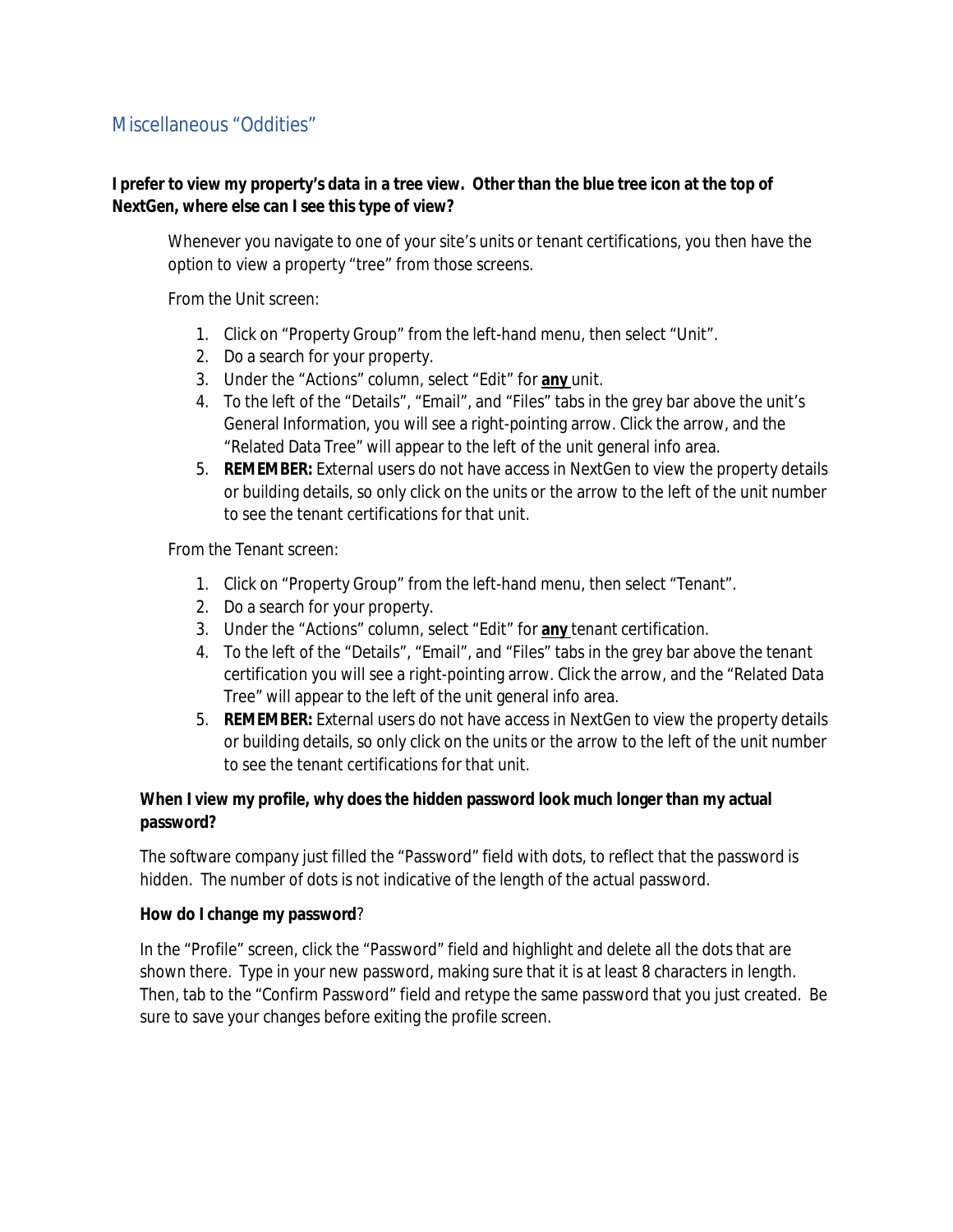## Miscellaneous "Oddities"

**I prefer to view my property's data in a tree view. Other than the blue tree icon at the top of NextGen, where else can I see this type of view?**

Whenever you navigate to one of your site's units or tenant certifications, you then have the option to view a property "tree" from those screens.

From the Unit screen:

1. Click on "Property Group" from the left-hand menu, then select "Unit".
2. Do a search for your property.
3. Under the "Actions" column, select "Edit" for **any** unit.
4. To the left of the "Details", "Email", and "Files" tabs in the grey bar above the unit's General Information, you will see a right-pointing arrow. Click the arrow, and the "Related Data Tree" will appear to the left of the unit general info area.
5. **REMEMBER:** External users do not have access in NextGen to view the property details or building details, so only click on the units or the arrow to the left of the unit number to see the tenant certifications for that unit.

From the Tenant screen:

1. Click on "Property Group" from the left-hand menu, then select "Tenant".
2. Do a search for your property.
3. Under the "Actions" column, select "Edit" for **any** tenant certification.
4. To the left of the "Details", "Email", and "Files" tabs in the grey bar above the tenant certification you will see a right-pointing arrow. Click the arrow, and the "Related Data Tree" will appear to the left of the unit general info area.
5. **REMEMBER:** External users do not have access in NextGen to view the property details or building details, so only click on the units or the arrow to the left of the unit number to see the tenant certifications for that unit.

**When I view my profile, why does the hidden password look much longer than my actual password?**

The software company just filled the "Password" field with dots, to reflect that the password is hidden. The number of dots is not indicative of the length of the actual password.

**How do I change my password**?

In the "Profile" screen, click the "Password" field and highlight and delete all the dots that are shown there. Type in your new password, making sure that it is at least 8 characters in length. Then, tab to the "Confirm Password" field and retype the same password that you just created. Be sure to save your changes before exiting the profile screen.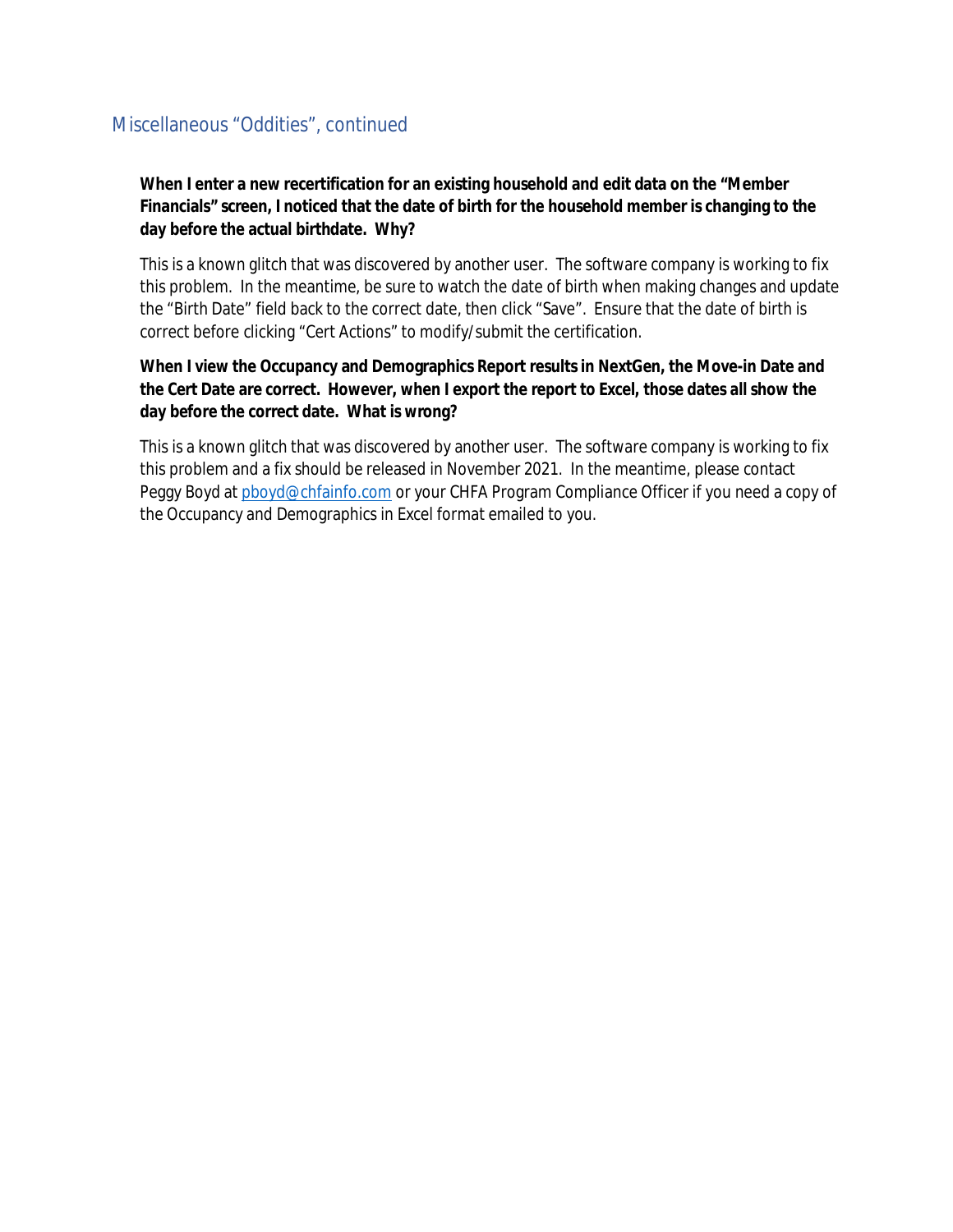## Miscellaneous "Oddities", continued

**When I enter a new recertification for an existing household and edit data on the "Member Financials" screen, I noticed that the date of birth for the household member is changing to the day before the actual birthdate. Why?**

This is a known glitch that was discovered by another user. The software company is working to fix this problem. In the meantime, be sure to watch the date of birth when making changes and update the "Birth Date" field back to the correct date, then click "Save". Ensure that the date of birth is correct before clicking "Cert Actions" to modify/submit the certification.

**When I view the Occupancy and Demographics Report results in NextGen, the Move-in Date and the Cert Date are correct. However, when I export the report to Excel, those dates all show the day before the correct date. What is wrong?**

This is a known glitch that was discovered by another user. The software company is working to fix this problem and a fix should be released in November 2021. In the meantime, please contact Peggy Boyd at [pboyd@chfainfo.com](mailto:pboyd@chfainfo.com) or your CHFA Program Compliance Officer if you need a copy of the Occupancy and Demographics in Excel format emailed to you.